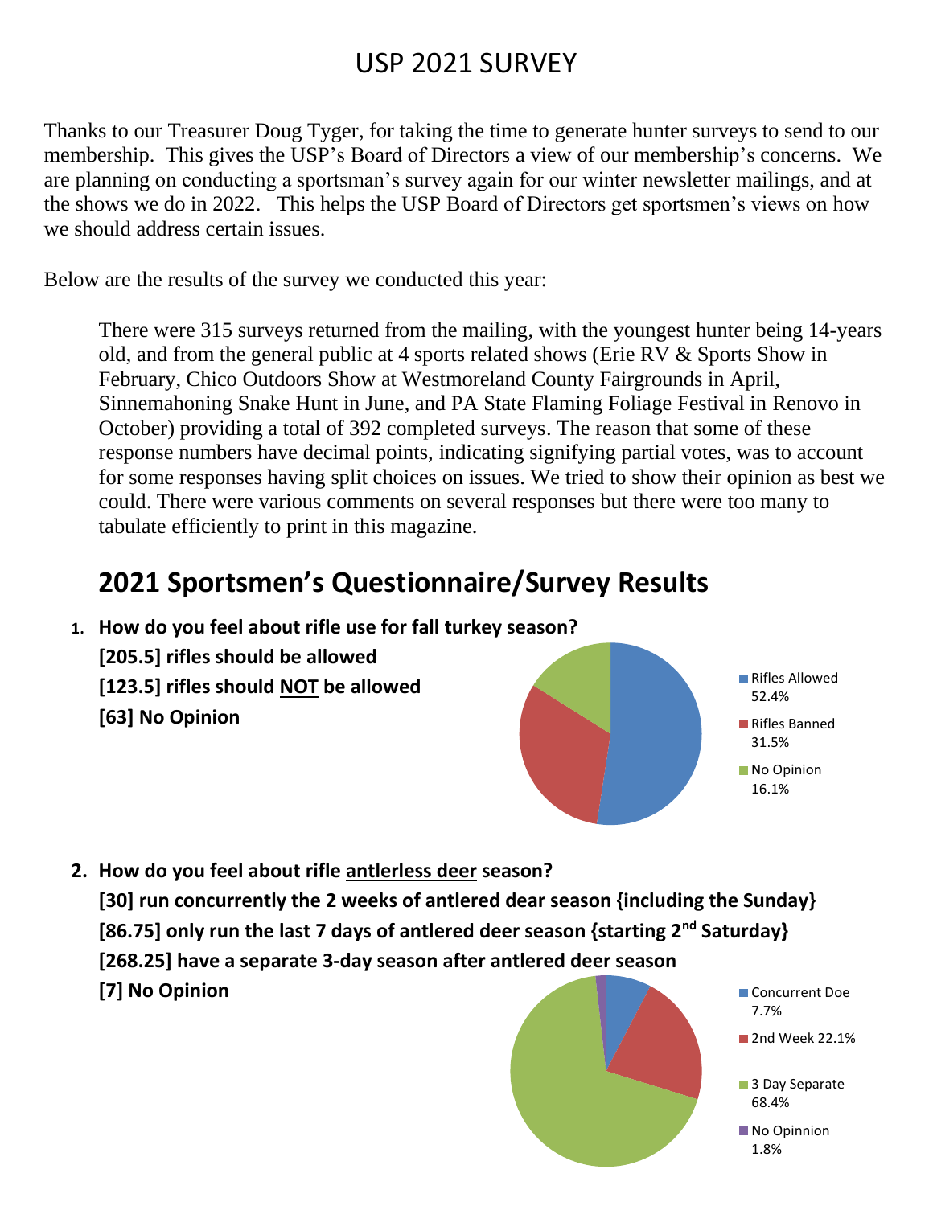# USP 2021 SURVEY

Thanks to our Treasurer Doug Tyger, for taking the time to generate hunter surveys to send to our membership. This gives the USP's Board of Directors a view of our membership's concerns. We are planning on conducting a sportsman's survey again for our winter newsletter mailings, and at the shows we do in 2022. This helps the USP Board of Directors get sportsmen's views on how we should address certain issues.

Below are the results of the survey we conducted this year:

> There were 315 surveys returned from the mailing, with the youngest hunter being 14-years old, and from the general public at 4 sports related shows (Erie RV & Sports Show in February, Chico Outdoors Show at Westmoreland County Fairgrounds in April, Sinnemahoning Snake Hunt in June, and PA State Flaming Foliage Festival in Renovo in October) providing a total of 392 completed surveys. The reason that some of these response numbers have decimal points, indicating signifying partial votes, was to account for some responses having split choices on issues. We tried to show their opinion as best we could. There were various comments on several responses but there were too many to tabulate efficiently to print in this magazine.

## 2021 Sportsmen's Questionnaire/Survey Results

1. **How do you feel about rifle use for fall turkey season?**
   **[205.5] rifles should be allowed**
   **[123.5] rifles should NOT be allowed**
   **[63] No Opinion**

   Rifles Allowed 52.4%
   Rifles Banned 31.5%
   No Opinion 16.1%

2. **How do you feel about rifle antlerless deer season?**
   **[30] run concurrently the 2 weeks of antlered dear season {including the Sunday}**
   **[86.75] only run the last 7 days of antlered deer season {starting 2nd Saturday}**
   **[268.25] have a separate 3-day season after antlered deer season**
   **[7] No Opinion**

   Concurrent Doe 7.7%
   2nd Week 22.1%
   3 Day Separate 68.4%
   No Opinnion 1.8%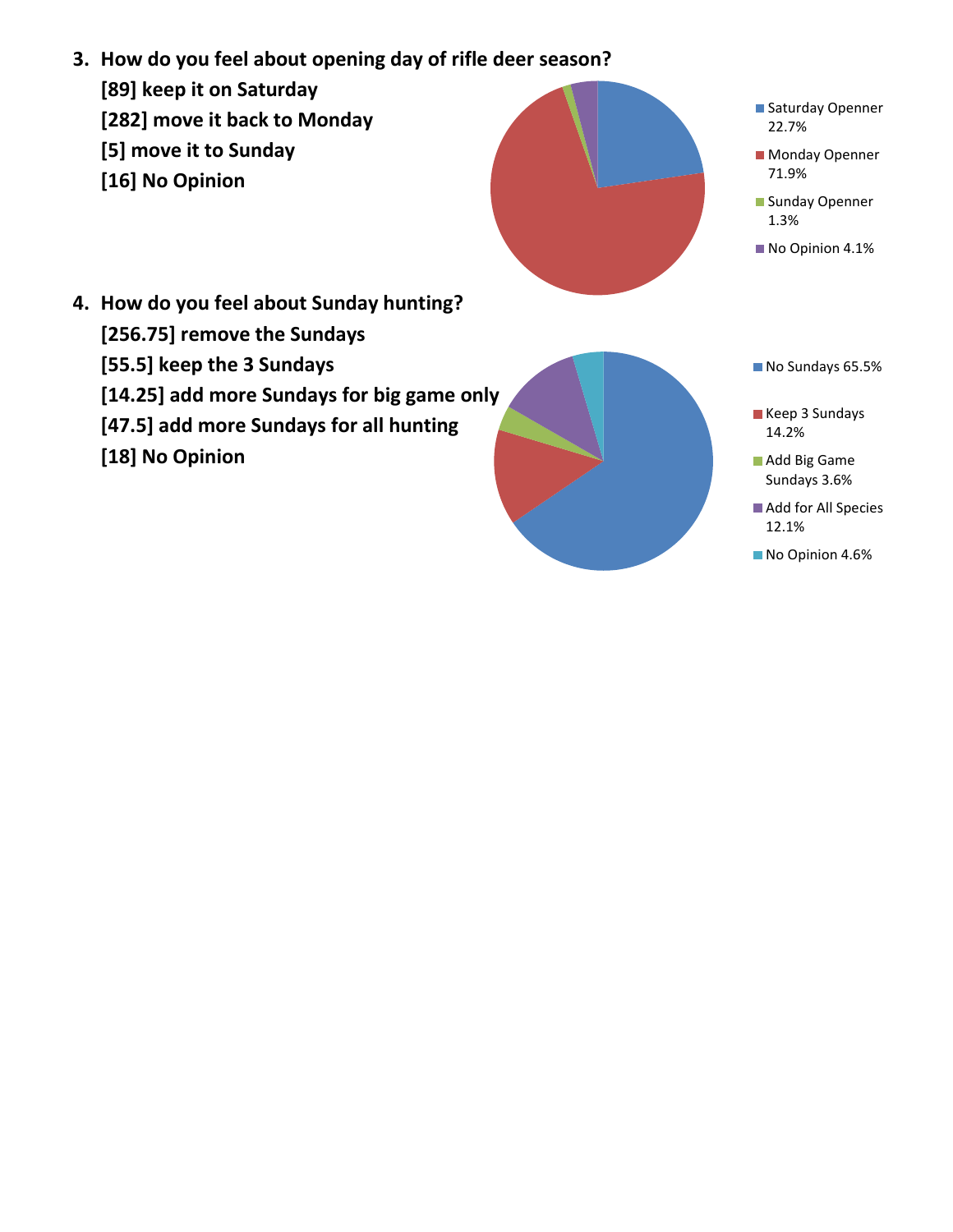3. **How do you feel about opening day of rifle deer season?**

   **[89] keep it on Saturday**

   **[282] move it back to Monday**

   **[5] move it to Sunday**

   **[16] No Opinion**

Saturday Openner 22.7%

Monday Openner 71.9%

Sunday Openner 1.3%

No Opinion 4.1%

4. **How do you feel about Sunday hunting?**

   **[256.75] remove the Sundays**

   **[55.5] keep the 3 Sundays**

   **[14.25] add more Sundays for big game only**

   **[47.5] add more Sundays for all hunting**

   **[18] No Opinion**

No Sundays 65.5%

Keep 3 Sundays 14.2%

Add Big Game Sundays 3.6%

Add for All Species 12.1%

No Opinion 4.6%